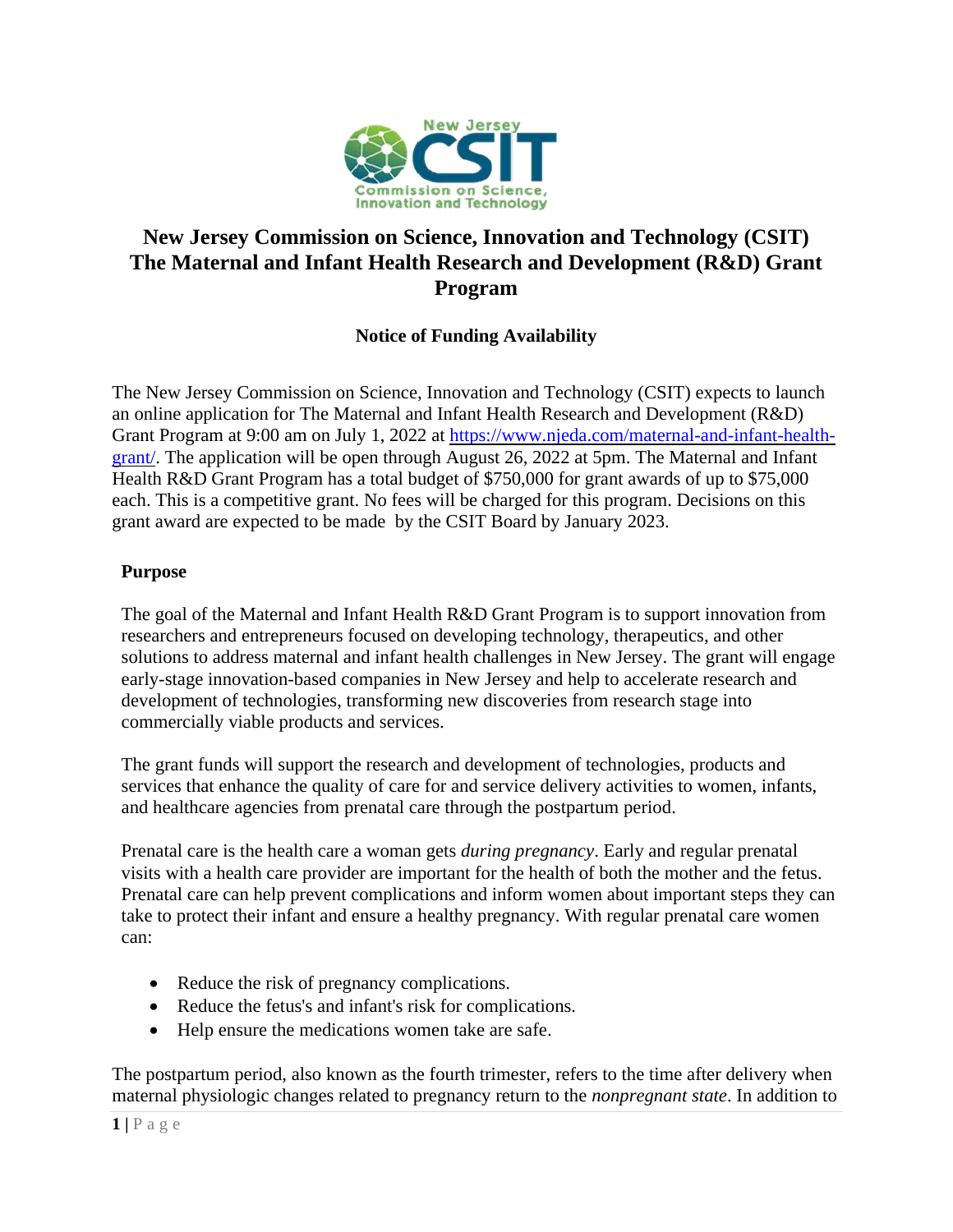# New Jersey Commission on Science, Innovation and Technology (CSIT) The Maternal and Infant Health Research and Development (R&D) Grant Program

## Notice of Funding Availability

The New Jersey Commission on Science, Innovation and Technology (CSIT) expects to launch an online application for The Maternal and Infant Health Research and Development (R&D) Grant Program at 9:00 am on July 1, 2022 at [https://www.njeda.com/maternal-and-infant-health-grant/](https://www.njeda.com/maternal-and-infant-health-grant/). The application will be open through August 26, 2022 at 5pm. The Maternal and Infant Health R&D Grant Program has a total budget of $750,000 for grant awards of up to $75,000 each. This is a competitive grant. No fees will be charged for this program. Decisions on this grant award are expected to be made by the CSIT Board by January 2023.

### Purpose

The goal of the Maternal and Infant Health R&D Grant Program is to support innovation from researchers and entrepreneurs focused on developing technology, therapeutics, and other solutions to address maternal and infant health challenges in New Jersey. The grant will engage early-stage innovation-based companies in New Jersey and help to accelerate research and development of technologies, transforming new discoveries from research stage into commercially viable products and services.

The grant funds will support the research and development of technologies, products and services that enhance the quality of care for and service delivery activities to women, infants, and healthcare agencies from prenatal care through the postpartum period.

Prenatal care is the health care a woman gets *during pregnancy*. Early and regular prenatal visits with a health care provider are important for the health of both the mother and the fetus. Prenatal care can help prevent complications and inform women about important steps they can take to protect their infant and ensure a healthy pregnancy. With regular prenatal care women can:

- Reduce the risk of pregnancy complications.
- Reduce the fetus's and infant's risk for complications.
- Help ensure the medications women take are safe.

The postpartum period, also known as the fourth trimester, refers to the time after delivery when maternal physiologic changes related to pregnancy return to the *nonpregnant state*. In addition to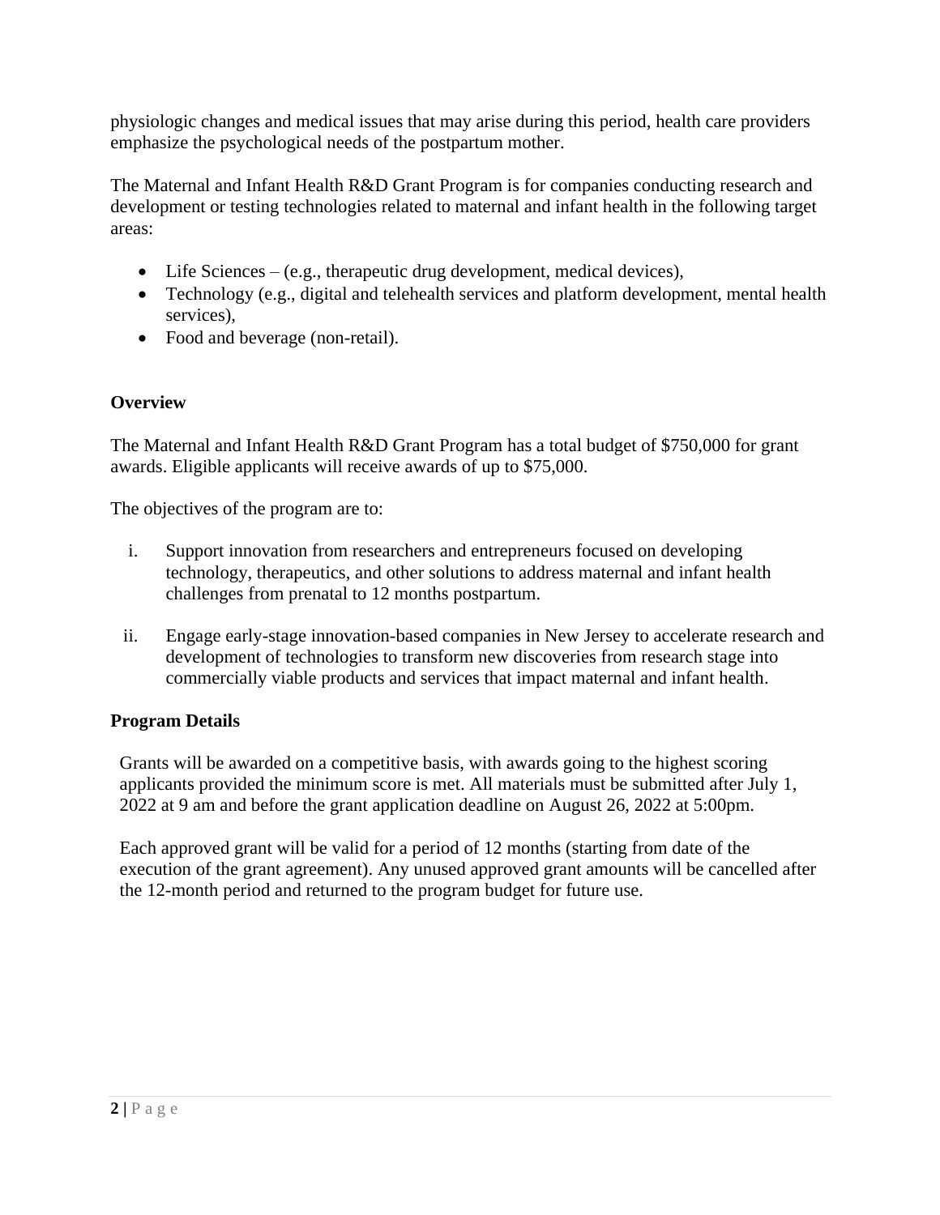physiologic changes and medical issues that may arise during this period, health care providers emphasize the psychological needs of the postpartum mother.

The Maternal and Infant Health R&D Grant Program is for companies conducting research and development or testing technologies related to maternal and infant health in the following target areas:

- Life Sciences – (e.g., therapeutic drug development, medical devices),
- Technology (e.g., digital and telehealth services and platform development, mental health services),
- Food and beverage (non-retail).

**Overview**

The Maternal and Infant Health R&D Grant Program has a total budget of $750,000 for grant awards. Eligible applicants will receive awards of up to $75,000.

The objectives of the program are to:

i. Support innovation from researchers and entrepreneurs focused on developing technology, therapeutics, and other solutions to address maternal and infant health challenges from prenatal to 12 months postpartum.

ii. Engage early-stage innovation-based companies in New Jersey to accelerate research and development of technologies to transform new discoveries from research stage into commercially viable products and services that impact maternal and infant health.

**Program Details**

Grants will be awarded on a competitive basis, with awards going to the highest scoring applicants provided the minimum score is met. All materials must be submitted after July 1, 2022 at 9 am and before the grant application deadline on August 26, 2022 at 5:00pm.

Each approved grant will be valid for a period of 12 months (starting from date of the execution of the grant agreement). Any unused approved grant amounts will be cancelled after the 12-month period and returned to the program budget for future use.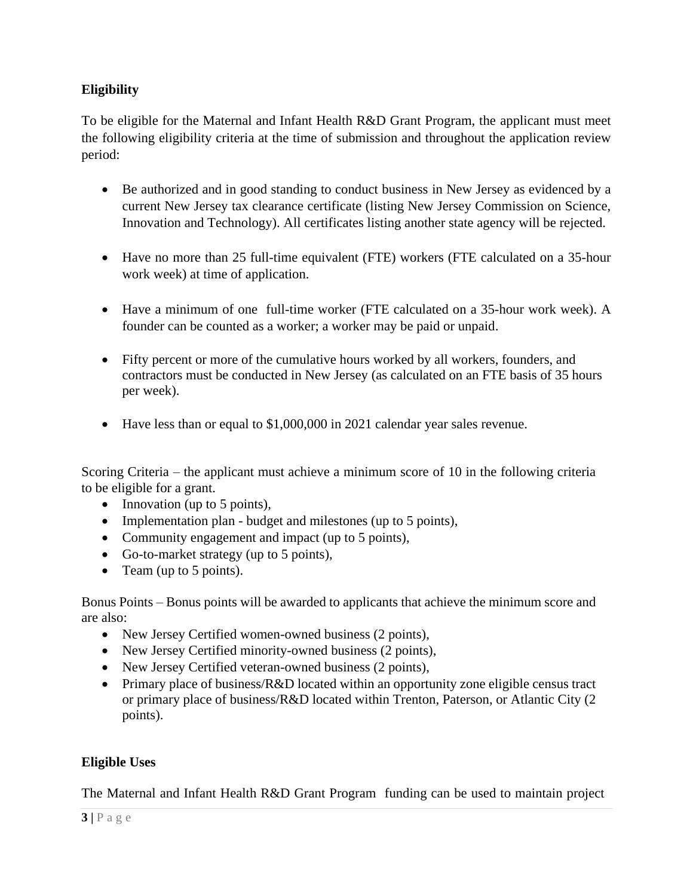**Eligibility**

To be eligible for the Maternal and Infant Health R&D Grant Program, the applicant must meet the following eligibility criteria at the time of submission and throughout the application review period:

- Be authorized and in good standing to conduct business in New Jersey as evidenced by a current New Jersey tax clearance certificate (listing New Jersey Commission on Science, Innovation and Technology). All certificates listing another state agency will be rejected.
- Have no more than 25 full-time equivalent (FTE) workers (FTE calculated on a 35-hour work week) at time of application.
- Have a minimum of one full-time worker (FTE calculated on a 35-hour work week). A founder can be counted as a worker; a worker may be paid or unpaid.
- Fifty percent or more of the cumulative hours worked by all workers, founders, and contractors must be conducted in New Jersey (as calculated on an FTE basis of 35 hours per week).
- Have less than or equal to $1,000,000 in 2021 calendar year sales revenue.

Scoring Criteria – the applicant must achieve a minimum score of 10 in the following criteria to be eligible for a grant.

- Innovation (up to 5 points),
- Implementation plan - budget and milestones (up to 5 points),
- Community engagement and impact (up to 5 points),
- Go-to-market strategy (up to 5 points),
- Team (up to 5 points).

Bonus Points – Bonus points will be awarded to applicants that achieve the minimum score and are also:

- New Jersey Certified women-owned business (2 points),
- New Jersey Certified minority-owned business (2 points),
- New Jersey Certified veteran-owned business (2 points),
- Primary place of business/R&D located within an opportunity zone eligible census tract or primary place of business/R&D located within Trenton, Paterson, or Atlantic City (2 points).

**Eligible Uses**

The Maternal and Infant Health R&D Grant Program funding can be used to maintain project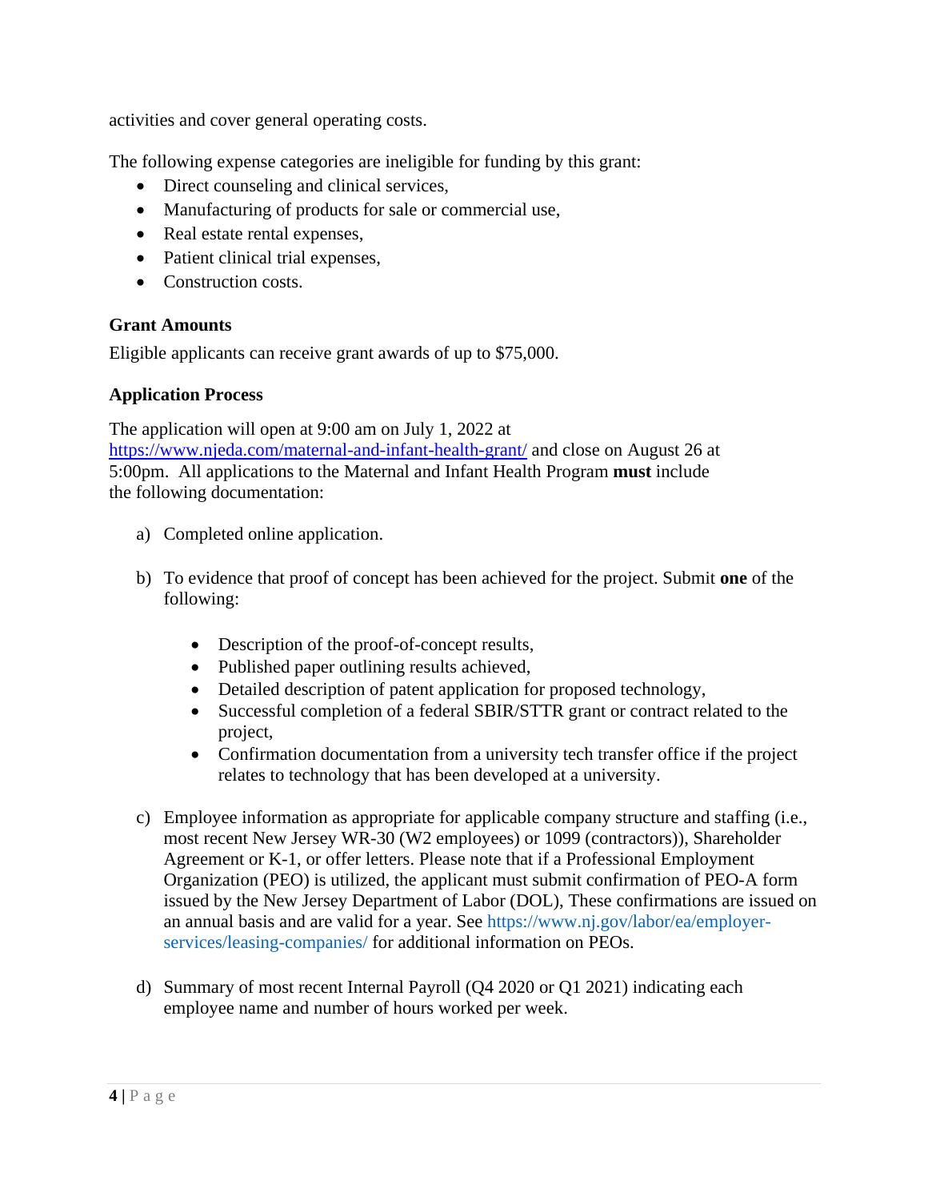activities and cover general operating costs.

The following expense categories are ineligible for funding by this grant:

- Direct counseling and clinical services,
- Manufacturing of products for sale or commercial use,
- Real estate rental expenses,
- Patient clinical trial expenses,
- Construction costs.

### Grant Amounts

Eligible applicants can receive grant awards of up to $75,000.

### Application Process

The application will open at 9:00 am on July 1, 2022 at https://www.njeda.com/maternal-and-infant-health-grant/ and close on August 26 at 5:00pm. All applications to the Maternal and Infant Health Program **must** include the following documentation:

a) Completed online application.

b) To evidence that proof of concept has been achieved for the project. Submit **one** of the following:

  - Description of the proof-of-concept results,
  - Published paper outlining results achieved,
  - Detailed description of patent application for proposed technology,
  - Successful completion of a federal SBIR/STTR grant or contract related to the project,
  - Confirmation documentation from a university tech transfer office if the project relates to technology that has been developed at a university.

c) Employee information as appropriate for applicable company structure and staffing (i.e., most recent New Jersey WR-30 (W2 employees) or 1099 (contractors)), Shareholder Agreement or K-1, or offer letters. Please note that if a Professional Employment Organization (PEO) is utilized, the applicant must submit confirmation of PEO-A form issued by the New Jersey Department of Labor (DOL), These confirmations are issued on an annual basis and are valid for a year. See https://www.nj.gov/labor/ea/employer-services/leasing-companies/ for additional information on PEOs.

d) Summary of most recent Internal Payroll (Q4 2020 or Q1 2021) indicating each employee name and number of hours worked per week.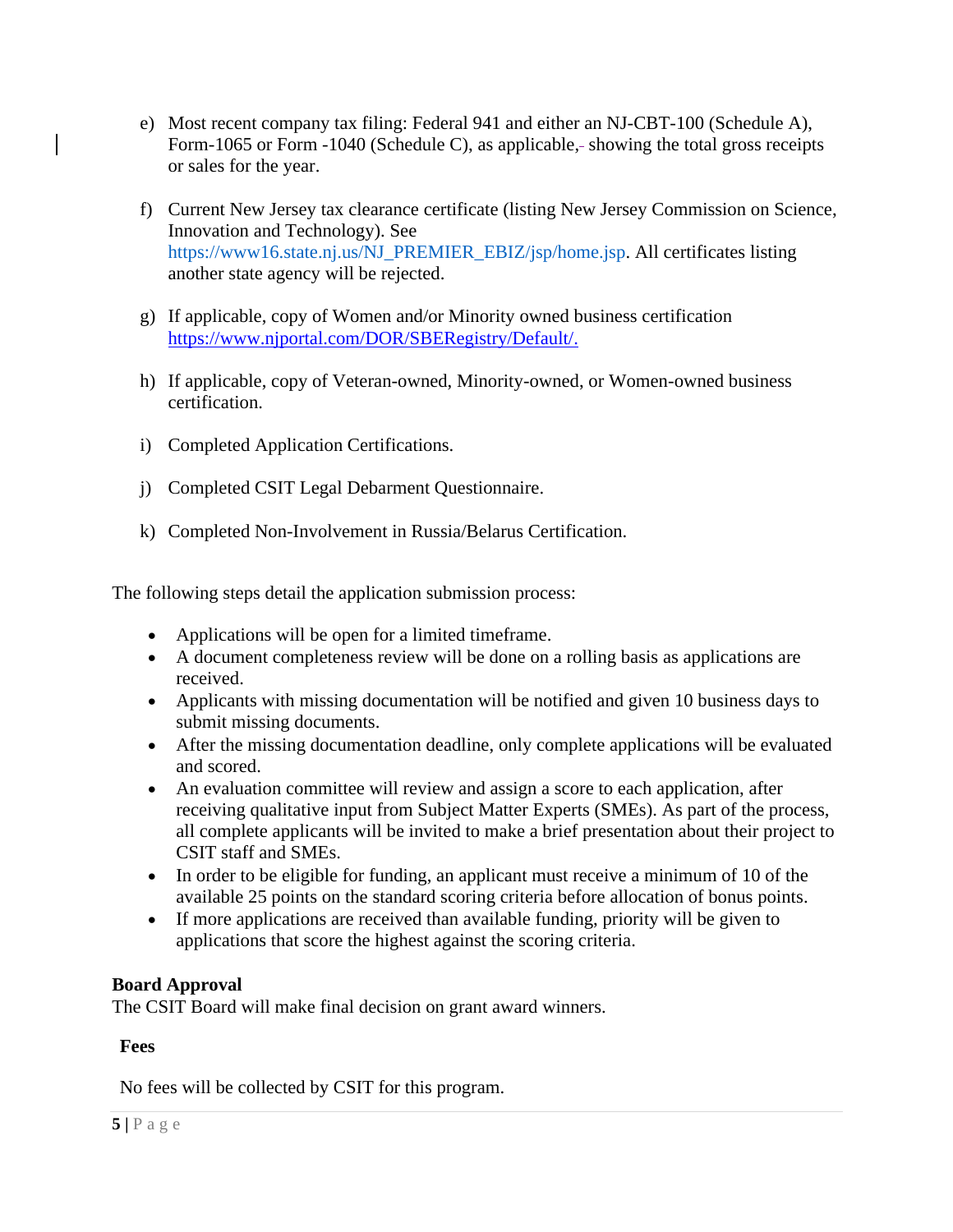e) Most recent company tax filing: Federal 941 and either an NJ-CBT-100 (Schedule A), Form-1065 or Form -1040 (Schedule C), as applicable, showing the total gross receipts or sales for the year.

f) Current New Jersey tax clearance certificate (listing New Jersey Commission on Science, Innovation and Technology). See https://www16.state.nj.us/NJ_PREMIER_EBIZ/jsp/home.jsp. All certificates listing another state agency will be rejected.

g) If applicable, copy of Women and/or Minority owned business certification https://www.njportal.com/DOR/SBERegistry/Default/.

h) If applicable, copy of Veteran-owned, Minority-owned, or Women-owned business certification.

i) Completed Application Certifications.

j) Completed CSIT Legal Debarment Questionnaire.

k) Completed Non-Involvement in Russia/Belarus Certification.

The following steps detail the application submission process:

- Applications will be open for a limited timeframe.
- A document completeness review will be done on a rolling basis as applications are received.
- Applicants with missing documentation will be notified and given 10 business days to submit missing documents.
- After the missing documentation deadline, only complete applications will be evaluated and scored.
- An evaluation committee will review and assign a score to each application, after receiving qualitative input from Subject Matter Experts (SMEs). As part of the process, all complete applicants will be invited to make a brief presentation about their project to CSIT staff and SMEs.
- In order to be eligible for funding, an applicant must receive a minimum of 10 of the available 25 points on the standard scoring criteria before allocation of bonus points.
- If more applications are received than available funding, priority will be given to applications that score the highest against the scoring criteria.

**Board Approval**
The CSIT Board will make final decision on grant award winners.

**Fees**

No fees will be collected by CSIT for this program.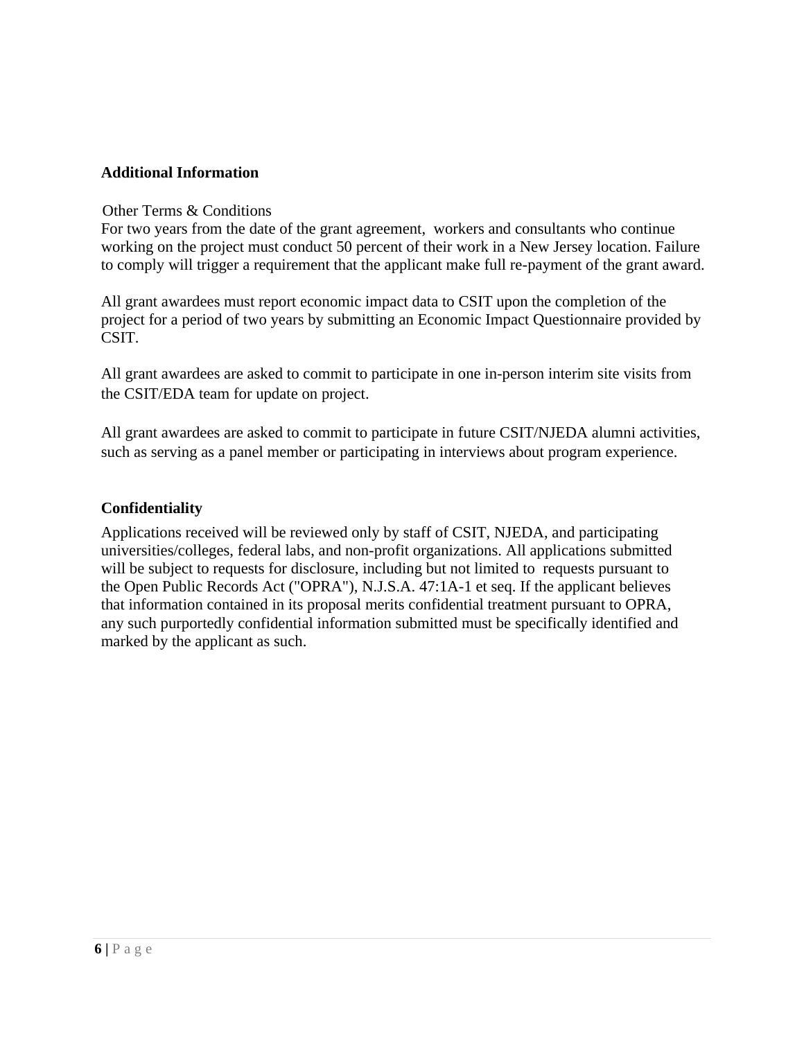**Additional Information**

Other Terms & Conditions

For two years from the date of the grant agreement, workers and consultants who continue working on the project must conduct 50 percent of their work in a New Jersey location. Failure to comply will trigger a requirement that the applicant make full re-payment of the grant award.

All grant awardees must report economic impact data to CSIT upon the completion of the project for a period of two years by submitting an Economic Impact Questionnaire provided by CSIT.

All grant awardees are asked to commit to participate in one in-person interim site visits from the CSIT/EDA team for update on project.

All grant awardees are asked to commit to participate in future CSIT/NJEDA alumni activities, such as serving as a panel member or participating in interviews about program experience.

**Confidentiality**

Applications received will be reviewed only by staff of CSIT, NJEDA, and participating universities/colleges, federal labs, and non-profit organizations. All applications submitted will be subject to requests for disclosure, including but not limited to requests pursuant to the Open Public Records Act ("OPRA"), N.J.S.A. 47:1A-1 et seq. If the applicant believes that information contained in its proposal merits confidential treatment pursuant to OPRA, any such purportedly confidential information submitted must be specifically identified and marked by the applicant as such.